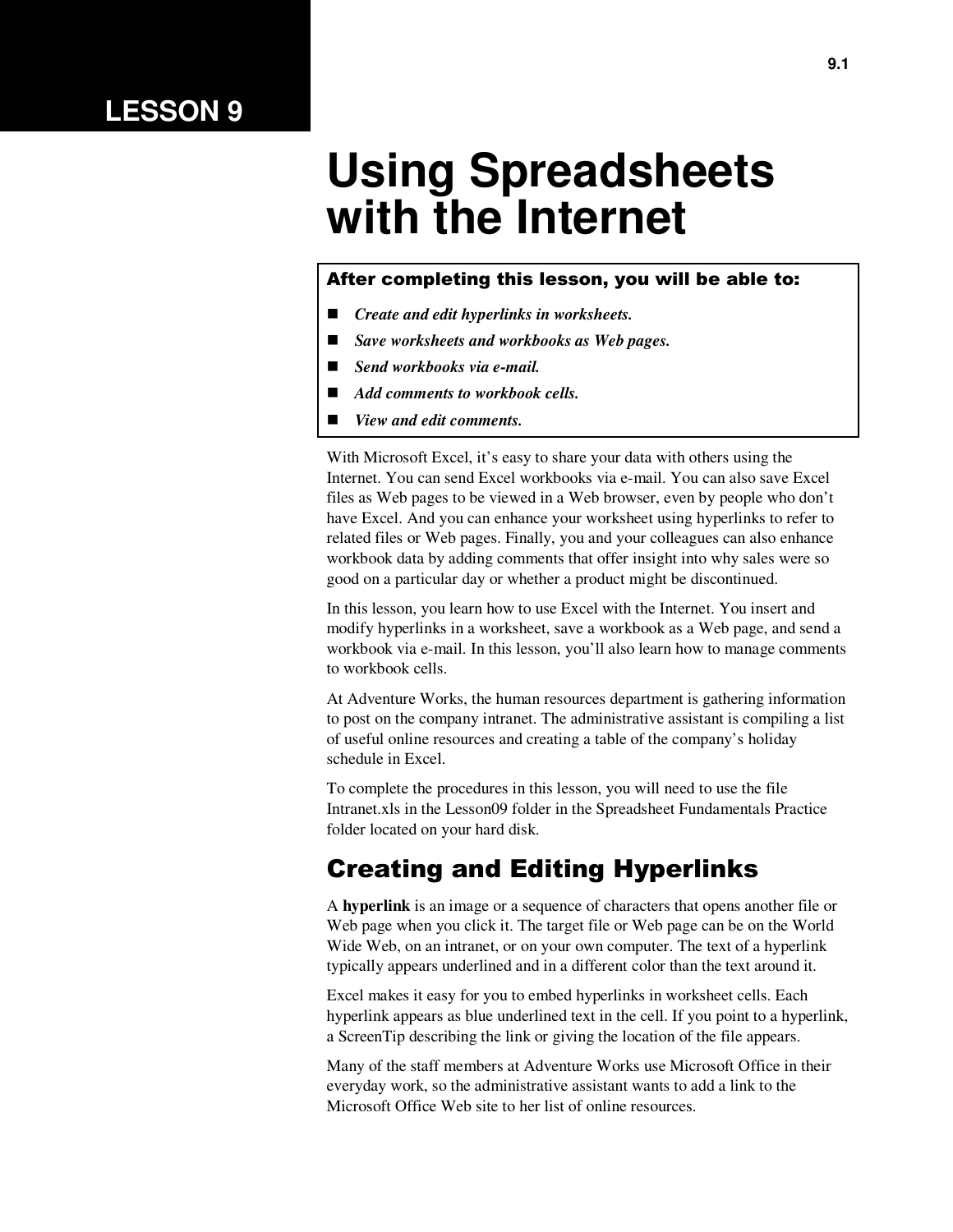# LESSON 9

# Using Spreadsheets with the Internet

**After completing this lesson, you will be able to:**

- *Create and edit hyperlinks in worksheets.*
- *Save worksheets and workbooks as Web pages.*
- *Send workbooks via e-mail.*
- *Add comments to workbook cells.*
- *View and edit comments.*

With Microsoft Excel, it's easy to share your data with others using the Internet. You can send Excel workbooks via e-mail. You can also save Excel files as Web pages to be viewed in a Web browser, even by people who don't have Excel. And you can enhance your worksheet using hyperlinks to refer to related files or Web pages. Finally, you and your colleagues can also enhance workbook data by adding comments that offer insight into why sales were so good on a particular day or whether a product might be discontinued.

In this lesson, you learn how to use Excel with the Internet. You insert and modify hyperlinks in a worksheet, save a workbook as a Web page, and send a workbook via e-mail. In this lesson, you'll also learn how to manage comments to workbook cells.

At Adventure Works, the human resources department is gathering information to post on the company intranet. The administrative assistant is compiling a list of useful online resources and creating a table of the company's holiday schedule in Excel.

To complete the procedures in this lesson, you will need to use the file Intranet.xls in the Lesson09 folder in the Spreadsheet Fundamentals Practice folder located on your hard disk.

## Creating and Editing Hyperlinks

A **hyperlink** is an image or a sequence of characters that opens another file or Web page when you click it. The target file or Web page can be on the World Wide Web, on an intranet, or on your own computer. The text of a hyperlink typically appears underlined and in a different color than the text around it.

Excel makes it easy for you to embed hyperlinks in worksheet cells. Each hyperlink appears as blue underlined text in the cell. If you point to a hyperlink, a ScreenTip describing the link or giving the location of the file appears.

Many of the staff members at Adventure Works use Microsoft Office in their everyday work, so the administrative assistant wants to add a link to the Microsoft Office Web site to her list of online resources.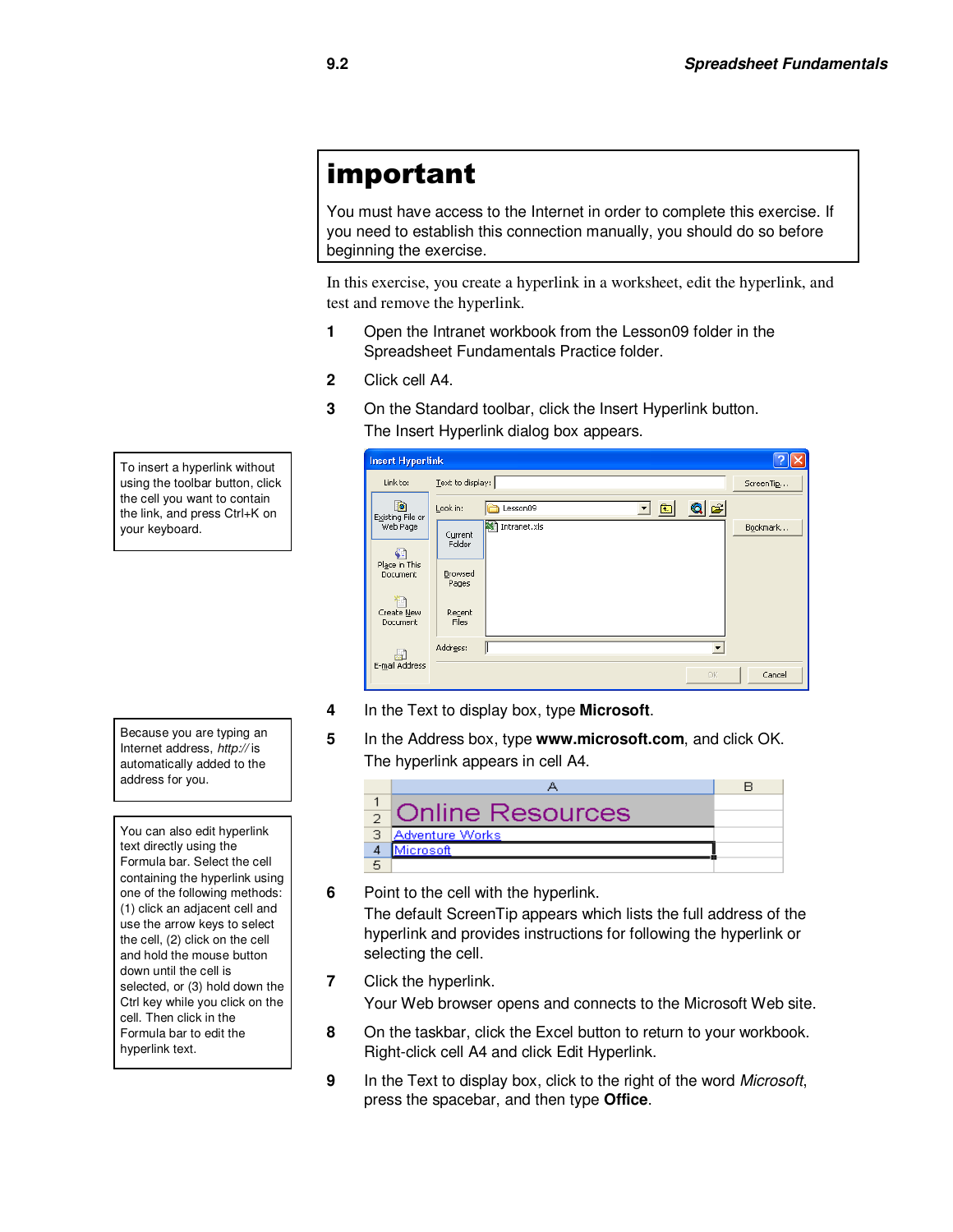## important

You must have access to the Internet in order to complete this exercise. If you need to establish this connection manually, you should do so before beginning the exercise.

In this exercise, you create a hyperlink in a worksheet, edit the hyperlink, and test and remove the hyperlink.

1. Open the Intranet workbook from the Lesson09 folder in the Spreadsheet Fundamentals Practice folder.
2. Click cell A4.
3. On the Standard toolbar, click the Insert Hyperlink button.
   The Insert Hyperlink dialog box appears.

> To insert a hyperlink without using the toolbar button, click the cell you want to contain the link, and press Ctrl+K on your keyboard.

4. In the Text to display box, type **Microsoft**.
5. In the Address box, type **www.microsoft.com**, and click OK.
   The hyperlink appears in cell A4.

> Because you are typing an Internet address, *http://* is automatically added to the address for you.

6. Point to the cell with the hyperlink.
   The default ScreenTip appears which lists the full address of the hyperlink and provides instructions for following the hyperlink or selecting the cell.
7. Click the hyperlink.
   Your Web browser opens and connects to the Microsoft Web site.
8. On the taskbar, click the Excel button to return to your workbook. Right-click cell A4 and click Edit Hyperlink.
9. In the Text to display box, click to the right of the word *Microsoft*, press the spacebar, and then type **Office**.

> You can also edit hyperlink text directly using the Formula bar. Select the cell containing the hyperlink using one of the following methods: (1) click an adjacent cell and use the arrow keys to select the cell, (2) click on the cell and hold the mouse button down until the cell is selected, or (3) hold down the Ctrl key while you click on the cell. Then click in the Formula bar to edit the hyperlink text.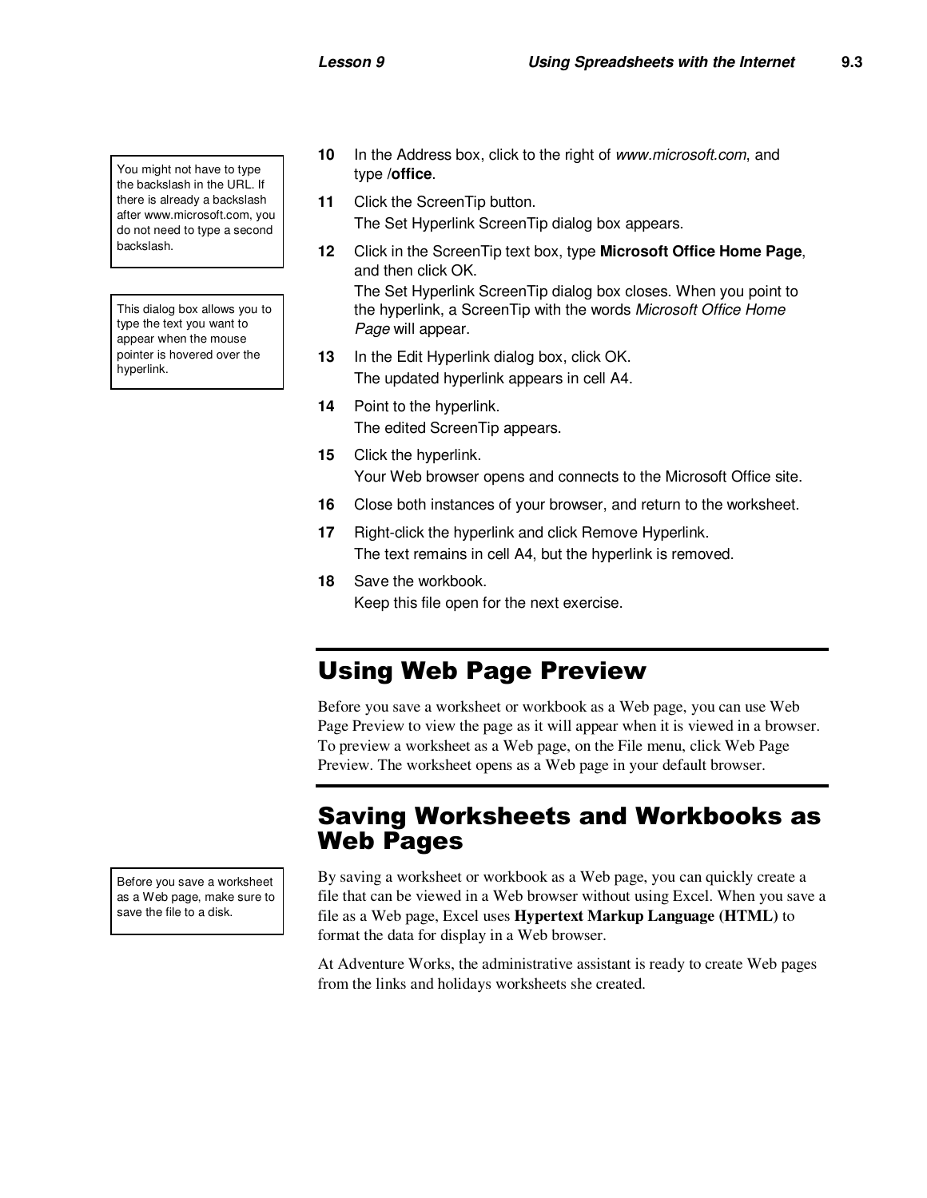> You might not have to type the backslash in the URL. If there is already a backslash after www.microsoft.com, you do not need to type a second backslash.

10 In the Address box, click to the right of *www.microsoft.com*, and type /**office**.

11 Click the ScreenTip button.
The Set Hyperlink ScreenTip dialog box appears.

> This dialog box allows you to type the text you want to appear when the mouse pointer is hovered over the hyperlink.

12 Click in the ScreenTip text box, type **Microsoft Office Home Page**, and then click OK.
The Set Hyperlink ScreenTip dialog box closes. When you point to the hyperlink, a ScreenTip with the words *Microsoft Office Home Page* will appear.

13 In the Edit Hyperlink dialog box, click OK.
The updated hyperlink appears in cell A4.

14 Point to the hyperlink.
The edited ScreenTip appears.

15 Click the hyperlink.
Your Web browser opens and connects to the Microsoft Office site.

16 Close both instances of your browser, and return to the worksheet.

17 Right-click the hyperlink and click Remove Hyperlink.
The text remains in cell A4, but the hyperlink is removed.

18 Save the workbook.
Keep this file open for the next exercise.

## Using Web Page Preview

Before you save a worksheet or workbook as a Web page, you can use Web Page Preview to view the page as it will appear when it is viewed in a browser. To preview a worksheet as a Web page, on the File menu, click Web Page Preview. The worksheet opens as a Web page in your default browser.

## Saving Worksheets and Workbooks as Web Pages

> Before you save a worksheet as a Web page, make sure to save the file to a disk.

By saving a worksheet or workbook as a Web page, you can quickly create a file that can be viewed in a Web browser without using Excel. When you save a file as a Web page, Excel uses **Hypertext Markup Language (HTML)** to format the data for display in a Web browser.

At Adventure Works, the administrative assistant is ready to create Web pages from the links and holidays worksheets she created.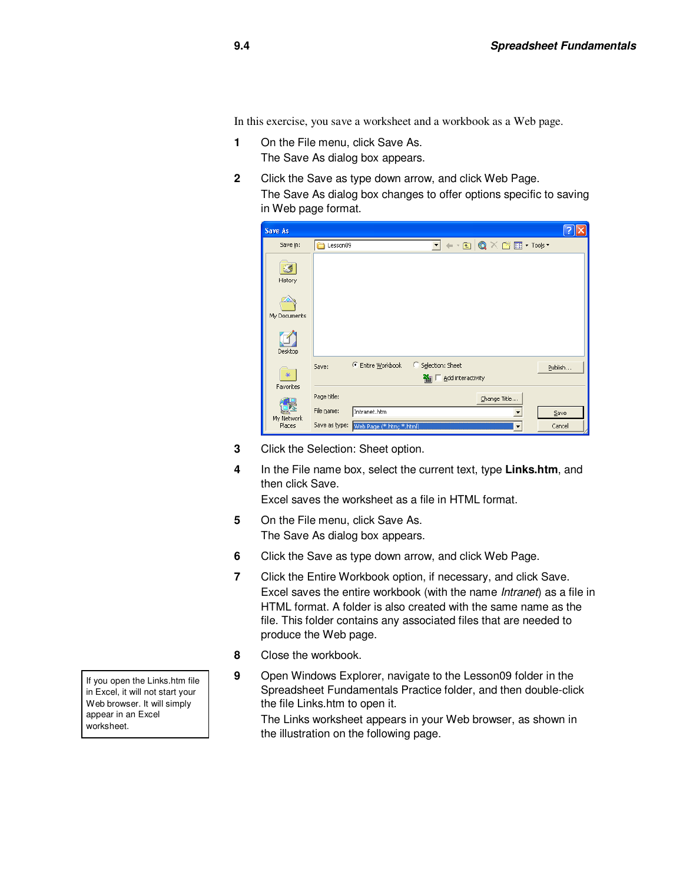In this exercise, you save a worksheet and a workbook as a Web page.

1. On the File menu, click Save As.
   The Save As dialog box appears.
2. Click the Save as type down arrow, and click Web Page.
   The Save As dialog box changes to offer options specific to saving in Web page format.
3. Click the Selection: Sheet option.
4. In the File name box, select the current text, type **Links.htm**, and then click Save.
   Excel saves the worksheet as a file in HTML format.
5. On the File menu, click Save As.
   The Save As dialog box appears.
6. Click the Save as type down arrow, and click Web Page.
7. Click the Entire Workbook option, if necessary, and click Save.
   Excel saves the entire workbook (with the name *Intranet*) as a file in HTML format. A folder is also created with the same name as the file. This folder contains any associated files that are needed to produce the Web page.
8. Close the workbook.
9. Open Windows Explorer, navigate to the Lesson09 folder in the Spreadsheet Fundamentals Practice folder, and then double-click the file Links.htm to open it.
   The Links worksheet appears in your Web browser, as shown in the illustration on the following page.

> If you open the Links.htm file in Excel, it will not start your Web browser. It will simply appear in an Excel worksheet.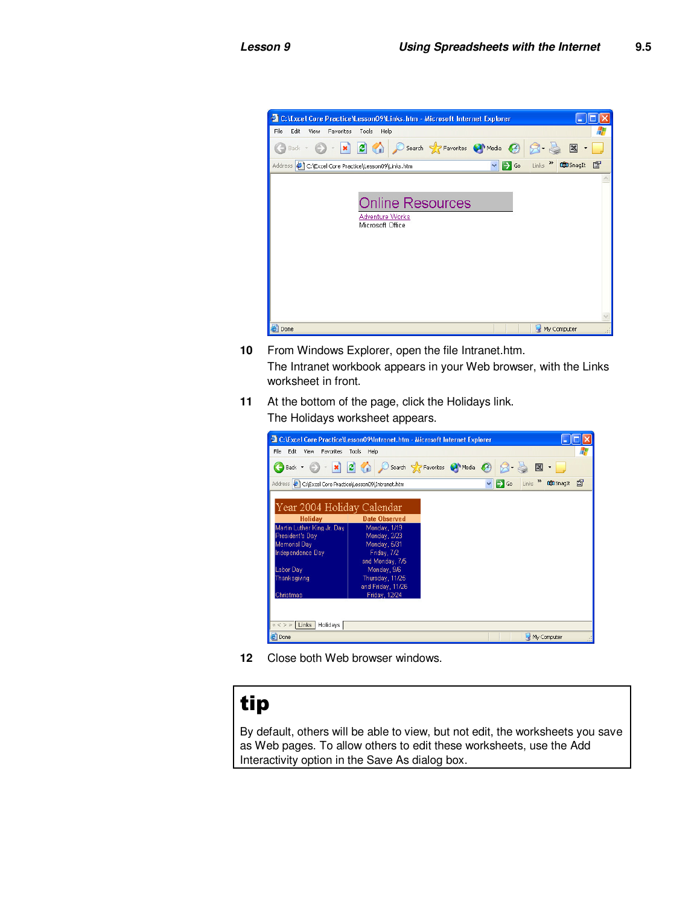10 From Windows Explorer, open the file Intranet.htm.

The Intranet workbook appears in your Web browser, with the Links worksheet in front.

11 At the bottom of the page, click the Holidays link.

The Holidays worksheet appears.

12 Close both Web browser windows.

**tip**

By default, others will be able to view, but not edit, the worksheets you save as Web pages. To allow others to edit these worksheets, use the Add Interactivity option in the Save As dialog box.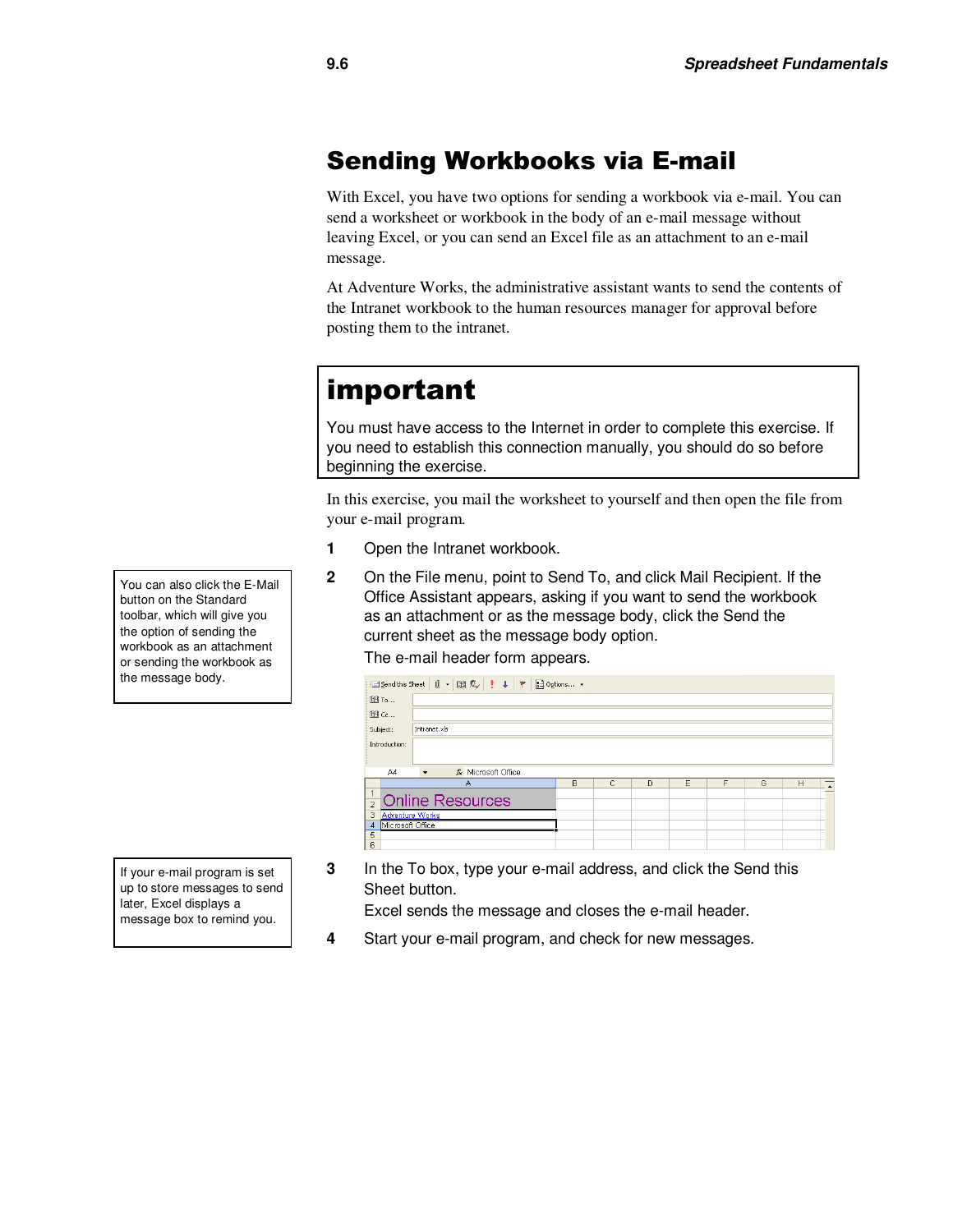## Sending Workbooks via E-mail

With Excel, you have two options for sending a workbook via e-mail. You can send a worksheet or workbook in the body of an e-mail message without leaving Excel, or you can send an Excel file as an attachment to an e-mail message.

At Adventure Works, the administrative assistant wants to send the contents of the Intranet workbook to the human resources manager for approval before posting them to the intranet.

> **important**
>
> You must have access to the Internet in order to complete this exercise. If you need to establish this connection manually, you should do so before beginning the exercise.

In this exercise, you mail the worksheet to yourself and then open the file from your e-mail program.

1. Open the Intranet workbook.

> You can also click the E-Mail button on the Standard toolbar, which will give you the option of sending the workbook as an attachment or sending the workbook as the message body.

2. On the File menu, point to Send To, and click Mail Recipient. If the Office Assistant appears, asking if you want to send the workbook as an attachment or as the message body, click the Send the current sheet as the message body option.

   The e-mail header form appears.

> If your e-mail program is set up to store messages to send later, Excel displays a message box to remind you.

3. In the To box, type your e-mail address, and click the Send this Sheet button.

   Excel sends the message and closes the e-mail header.

4. Start your e-mail program, and check for new messages.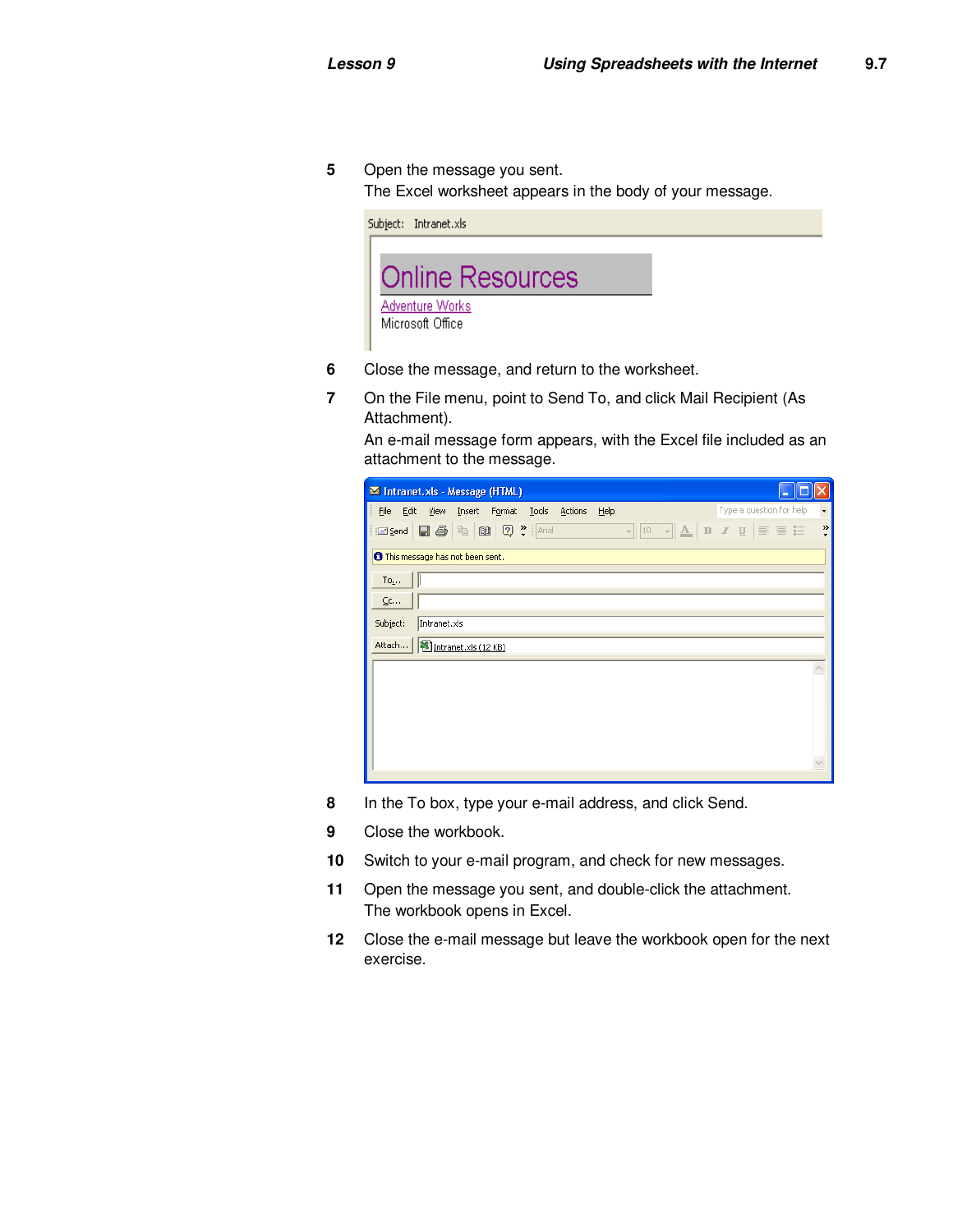5 Open the message you sent.
  The Excel worksheet appears in the body of your message.

6 Close the message, and return to the worksheet.

7 On the File menu, point to Send To, and click Mail Recipient (As Attachment).
  An e-mail message form appears, with the Excel file included as an attachment to the message.

8 In the To box, type your e-mail address, and click Send.

9 Close the workbook.

10 Switch to your e-mail program, and check for new messages.

11 Open the message you sent, and double-click the attachment.
   The workbook opens in Excel.

12 Close the e-mail message but leave the workbook open for the next exercise.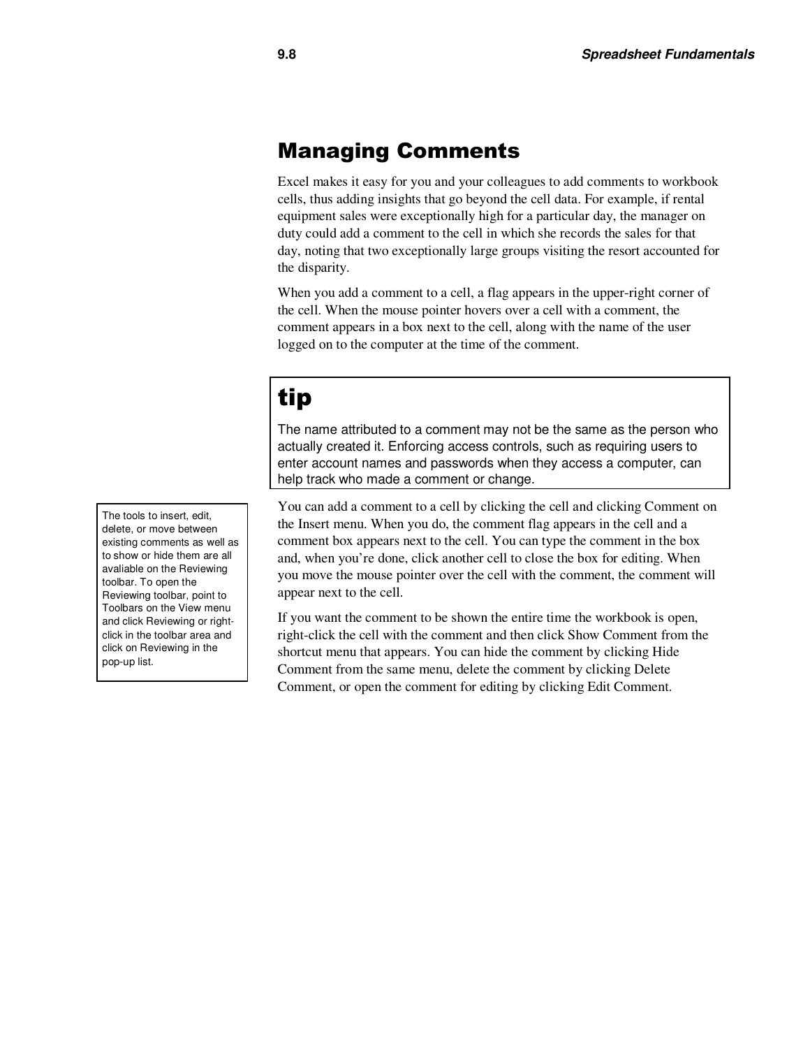## Managing Comments

Excel makes it easy for you and your colleagues to add comments to workbook cells, thus adding insights that go beyond the cell data. For example, if rental equipment sales were exceptionally high for a particular day, the manager on duty could add a comment to the cell in which she records the sales for that day, noting that two exceptionally large groups visiting the resort accounted for the disparity.

When you add a comment to a cell, a flag appears in the upper-right corner of the cell. When the mouse pointer hovers over a cell with a comment, the comment appears in a box next to the cell, along with the name of the user logged on to the computer at the time of the comment.

> **tip**
>
> The name attributed to a comment may not be the same as the person who actually created it. Enforcing access controls, such as requiring users to enter account names and passwords when they access a computer, can help track who made a comment or change.

> The tools to insert, edit, delete, or move between existing comments as well as to show or hide them are all avaliable on the Reviewing toolbar. To open the Reviewing toolbar, point to Toolbars on the View menu and click Reviewing or right-click in the toolbar area and click on Reviewing in the pop-up list.

You can add a comment to a cell by clicking the cell and clicking Comment on the Insert menu. When you do, the comment flag appears in the cell and a comment box appears next to the cell. You can type the comment in the box and, when you're done, click another cell to close the box for editing. When you move the mouse pointer over the cell with the comment, the comment will appear next to the cell.

If you want the comment to be shown the entire time the workbook is open, right-click the cell with the comment and then click Show Comment from the shortcut menu that appears. You can hide the comment by clicking Hide Comment from the same menu, delete the comment by clicking Delete Comment, or open the comment for editing by clicking Edit Comment.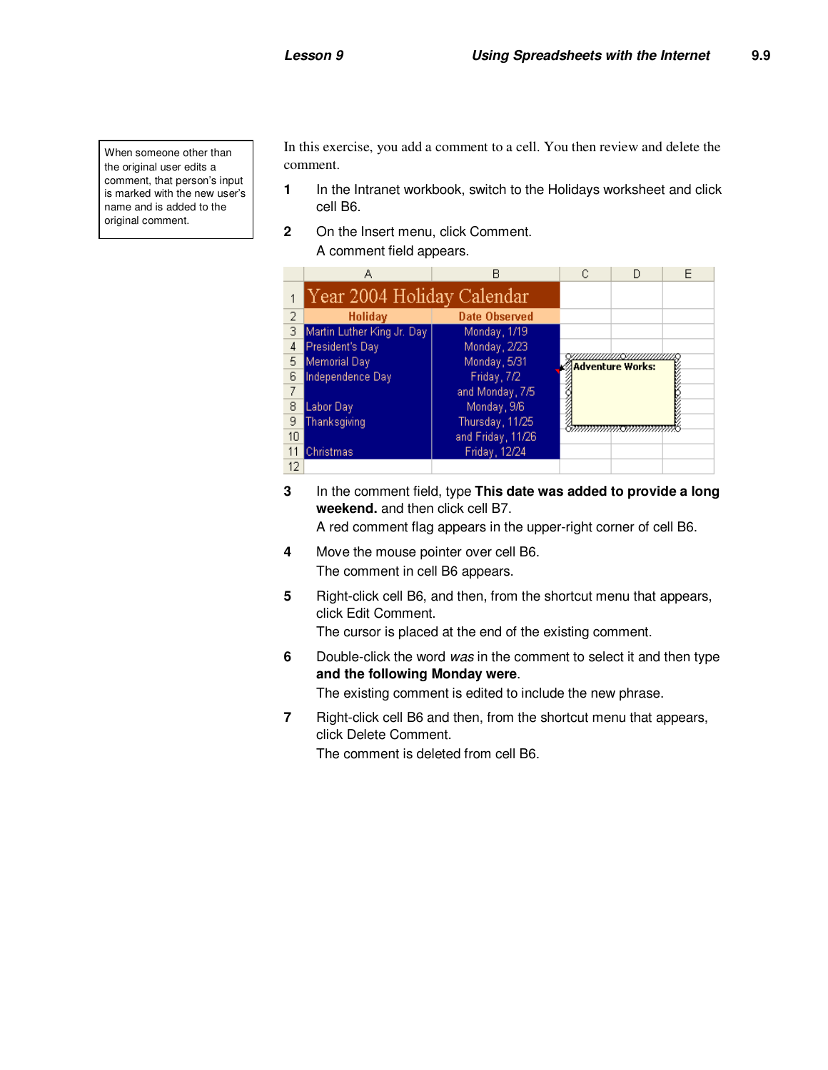> When someone other than the original user edits a comment, that person's input is marked with the new user's name and is added to the original comment.

In this exercise, you add a comment to a cell. You then review and delete the comment.

1. In the Intranet workbook, switch to the Holidays worksheet and click cell B6.
2. On the Insert menu, click Comment.
   A comment field appears.

| | A | B | C | D | E |
|---|---|---|---|---|---|
| 1 | Year 2004 Holiday Calendar | | | | |
| 2 | Holiday | Date Observed | | | |
| 3 | Martin Luther King Jr. Day | Monday, 1/19 | | | |
| 4 | President's Day | Monday, 2/23 | | | |
| 5 | Memorial Day | Monday, 5/31 | Adventure Works: | | |
| 6 | Independence Day | Friday, 7/2 | | | |
| 7 | | and Monday, 7/5 | | | |
| 8 | Labor Day | Monday, 9/6 | | | |
| 9 | Thanksgiving | Thursday, 11/25 | | | |
| 10 | | and Friday, 11/26 | | | |
| 11 | Christmas | Friday, 12/24 | | | |
| 12 | | | | | |

3. In the comment field, type **This date was added to provide a long weekend.** and then click cell B7.
   A red comment flag appears in the upper-right corner of cell B6.
4. Move the mouse pointer over cell B6.
   The comment in cell B6 appears.
5. Right-click cell B6, and then, from the shortcut menu that appears, click Edit Comment.
   The cursor is placed at the end of the existing comment.
6. Double-click the word *was* in the comment to select it and then type **and the following Monday were**.
   The existing comment is edited to include the new phrase.
7. Right-click cell B6 and then, from the shortcut menu that appears, click Delete Comment.
   The comment is deleted from cell B6.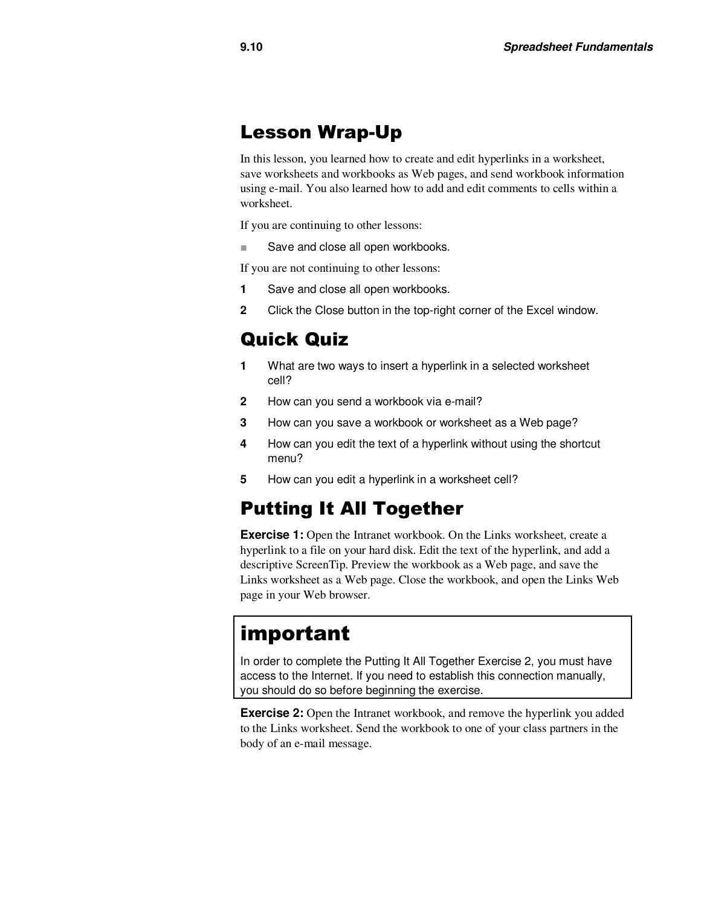## Lesson Wrap-Up

In this lesson, you learned how to create and edit hyperlinks in a worksheet, save worksheets and workbooks as Web pages, and send workbook information using e-mail. You also learned how to add and edit comments to cells within a worksheet.

If you are continuing to other lessons:

- Save and close all open workbooks.

If you are not continuing to other lessons:

1. Save and close all open workbooks.
2. Click the Close button in the top-right corner of the Excel window.

## Quick Quiz

1. What are two ways to insert a hyperlink in a selected worksheet cell?
2. How can you send a workbook via e-mail?
3. How can you save a workbook or worksheet as a Web page?
4. How can you edit the text of a hyperlink without using the shortcut menu?
5. How can you edit a hyperlink in a worksheet cell?

## Putting It All Together

**Exercise 1:** Open the Intranet workbook. On the Links worksheet, create a hyperlink to a file on your hard disk. Edit the text of the hyperlink, and add a descriptive ScreenTip. Preview the workbook as a Web page, and save the Links worksheet as a Web page. Close the workbook, and open the Links Web page in your Web browser.

> ## important
>
> In order to complete the Putting It All Together Exercise 2, you must have access to the Internet. If you need to establish this connection manually, you should do so before beginning the exercise.

**Exercise 2:** Open the Intranet workbook, and remove the hyperlink you added to the Links worksheet. Send the workbook to one of your class partners in the body of an e-mail message.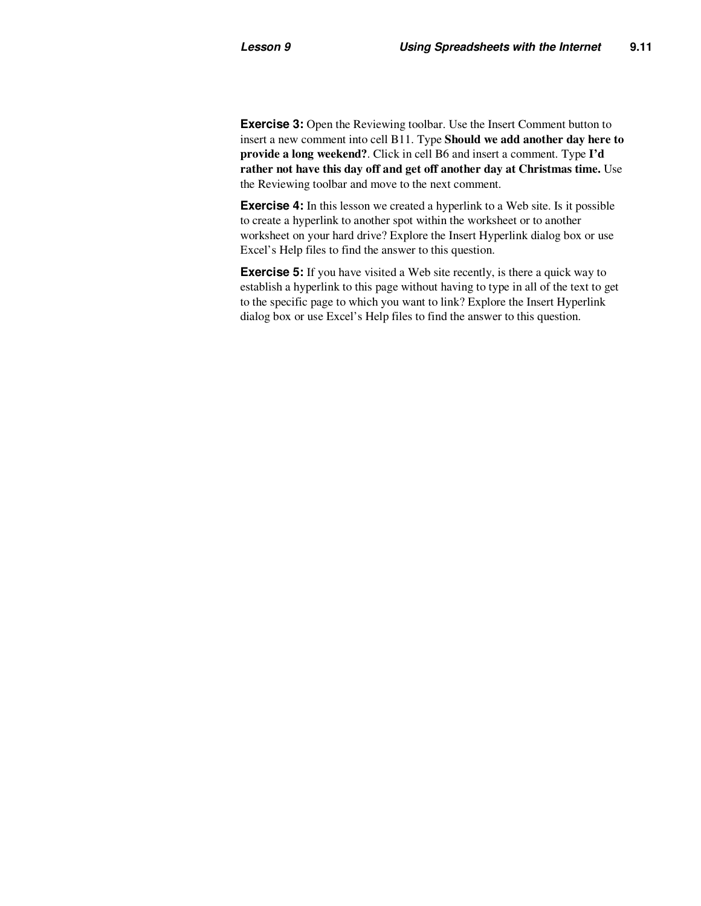**Exercise 3:** Open the Reviewing toolbar. Use the Insert Comment button to insert a new comment into cell B11. Type **Should we add another day here to provide a long weekend?**. Click in cell B6 and insert a comment. Type **I'd rather not have this day off and get off another day at Christmas time.** Use the Reviewing toolbar and move to the next comment.

**Exercise 4:** In this lesson we created a hyperlink to a Web site. Is it possible to create a hyperlink to another spot within the worksheet or to another worksheet on your hard drive? Explore the Insert Hyperlink dialog box or use Excel's Help files to find the answer to this question.

**Exercise 5:** If you have visited a Web site recently, is there a quick way to establish a hyperlink to this page without having to type in all of the text to get to the specific page to which you want to link? Explore the Insert Hyperlink dialog box or use Excel's Help files to find the answer to this question.